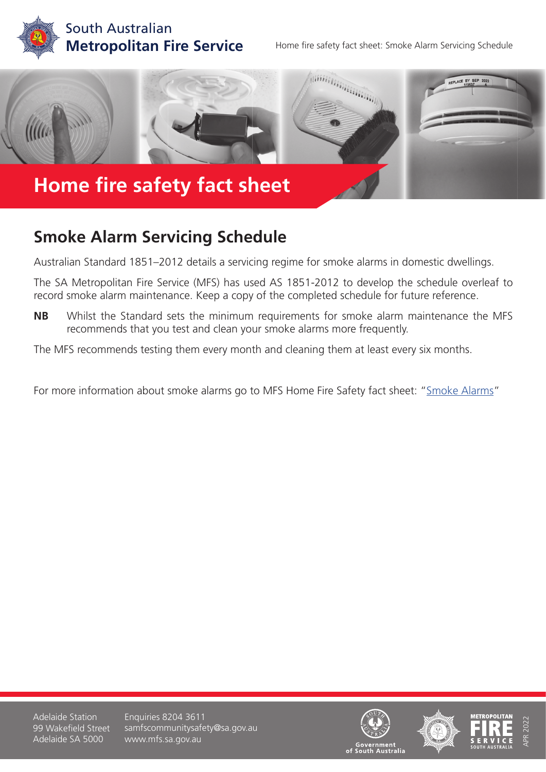South Australian
**Metropolitan Fire Service**

Home fire safety fact sheet: Smoke Alarm Servicing Schedule

# Home fire safety fact sheet

## Smoke Alarm Servicing Schedule

Australian Standard 1851–2012 details a servicing regime for smoke alarms in domestic dwellings.

The SA Metropolitan Fire Service (MFS) has used AS 1851-2012 to develop the schedule overleaf to record smoke alarm maintenance. Keep a copy of the completed schedule for future reference.

**NB** Whilst the Standard sets the minimum requirements for smoke alarm maintenance the MFS recommends that you test and clean your smoke alarms more frequently.

The MFS recommends testing them every month and cleaning them at least every six months.

For more information about smoke alarms go to MFS Home Fire Safety fact sheet: "Smoke Alarms"

Adelaide Station
99 Wakefield Street
Adelaide SA 5000

Enquiries 8204 3611
samfscommunitysafety@sa.gov.au
www.mfs.sa.gov.au

APR 2022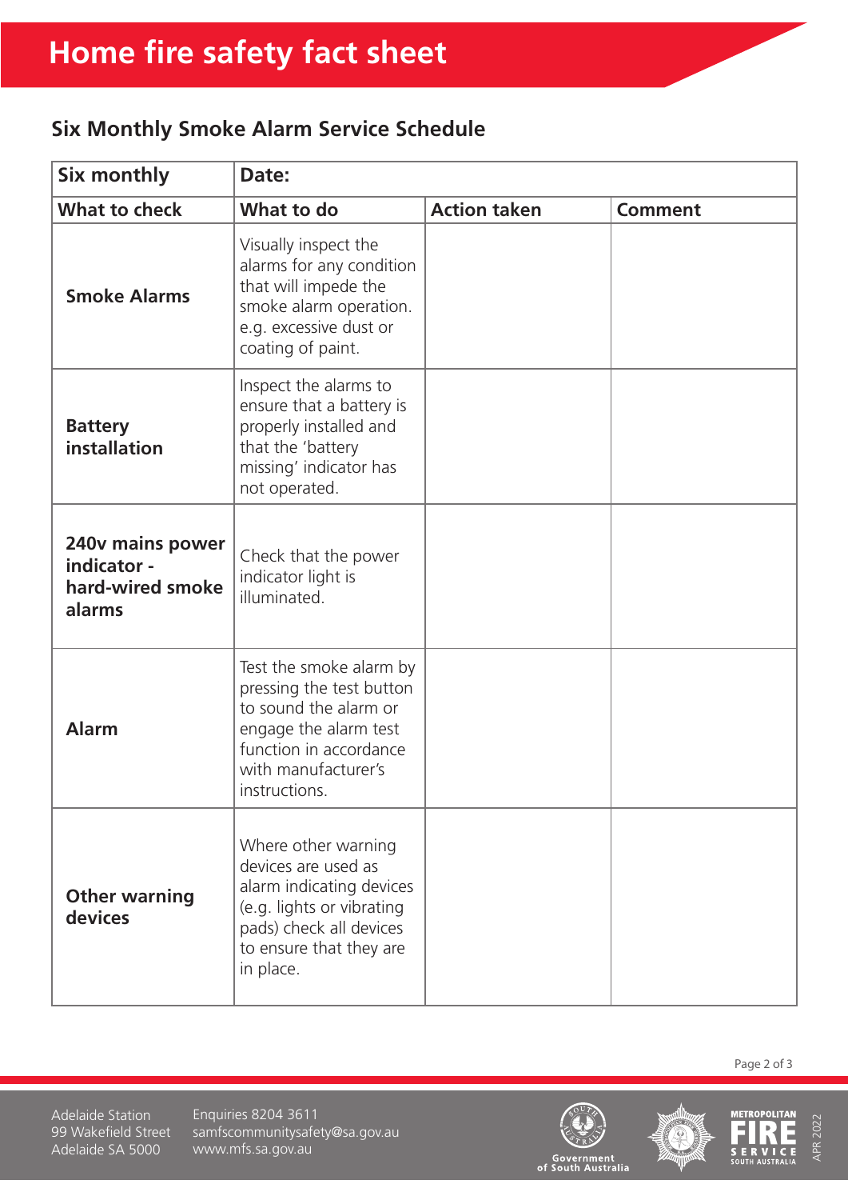# Home fire safety fact sheet

## Six Monthly Smoke Alarm Service Schedule

| Six monthly | Date: | | |
|---|---|---|---|
| **What to check** | **What to do** | **Action taken** | **Comment** |
| **Smoke Alarms** | Visually inspect the alarms for any condition that will impede the smoke alarm operation. e.g. excessive dust or coating of paint. | | |
| **Battery installation** | Inspect the alarms to ensure that a battery is properly installed and that the 'battery missing' indicator has not operated. | | |
| **240v mains power indicator - hard-wired smoke alarms** | Check that the power indicator light is illuminated. | | |
| **Alarm** | Test the smoke alarm by pressing the test button to sound the alarm or engage the alarm test function in accordance with manufacturer's instructions. | | |
| **Other warning devices** | Where other warning devices are used as alarm indicating devices (e.g. lights or vibrating pads) check all devices to ensure that they are in place. | | |

Adelaide Station
99 Wakefield Street
Adelaide SA 5000

Enquiries 8204 3611
samfscommunitysafety@sa.gov.au
www.mfs.sa.gov.au

APR 2022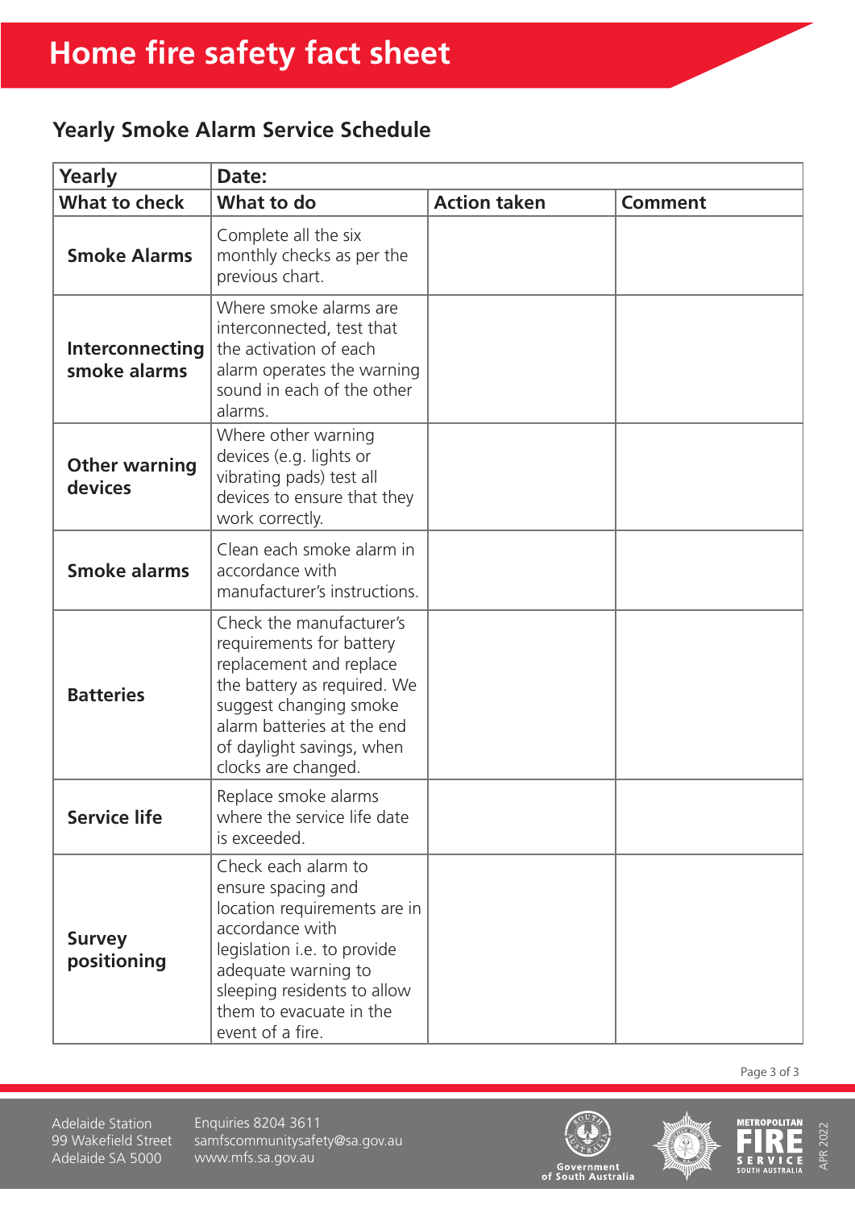# Home fire safety fact sheet

## Yearly Smoke Alarm Service Schedule

| Yearly | Date: | | |
|---|---|---|---|
| **What to check** | **What to do** | **Action taken** | **Comment** |
| **Smoke Alarms** | Complete all the six monthly checks as per the previous chart. | | |
| **Interconnecting smoke alarms** | Where smoke alarms are interconnected, test that the activation of each alarm operates the warning sound in each of the other alarms. | | |
| **Other warning devices** | Where other warning devices (e.g. lights or vibrating pads) test all devices to ensure that they work correctly. | | |
| **Smoke alarms** | Clean each smoke alarm in accordance with manufacturer's instructions. | | |
| **Batteries** | Check the manufacturer's requirements for battery replacement and replace the battery as required. We suggest changing smoke alarm batteries at the end of daylight savings, when clocks are changed. | | |
| **Service life** | Replace smoke alarms where the service life date is exceeded. | | |
| **Survey positioning** | Check each alarm to ensure spacing and location requirements are in accordance with legislation i.e. to provide adequate warning to sleeping residents to allow them to evacuate in the event of a fire. | | |

Adelaide Station
99 Wakefield Street
Adelaide SA 5000

Enquiries 8204 3611
samfscommunitysafety@sa.gov.au
www.mfs.sa.gov.au

Government of South Australia

METROPOLITAN FIRE SERVICE SOUTH AUSTRALIA

APR 2022